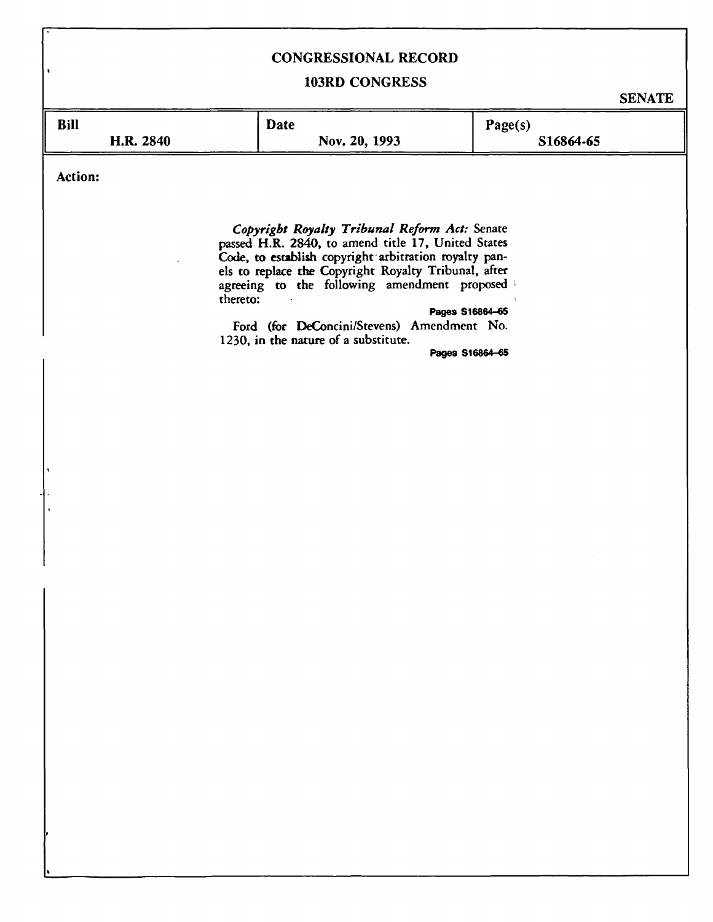# CONGRESSIONAL RECORD

## 103RD CONGRESS

SENATE

| Bill | Date | Page(s) |
|---|---|---|
| H.R. 2840 | Nov. 20, 1993 | S16864-65 |

**Action:**

*Copyright Royalty Tribunal Reform Act:* Senate passed H.R. 2840, to amend title 17, United States Code, to establish copyright arbitration royalty panels to replace the Copyright Royalty Tribunal, after agreeing to the following amendment proposed thereto:

Pages S16864–65

Ford (for DeConcini/Stevens) Amendment No. 1230, in the nature of a substitute.

Pages S16864–65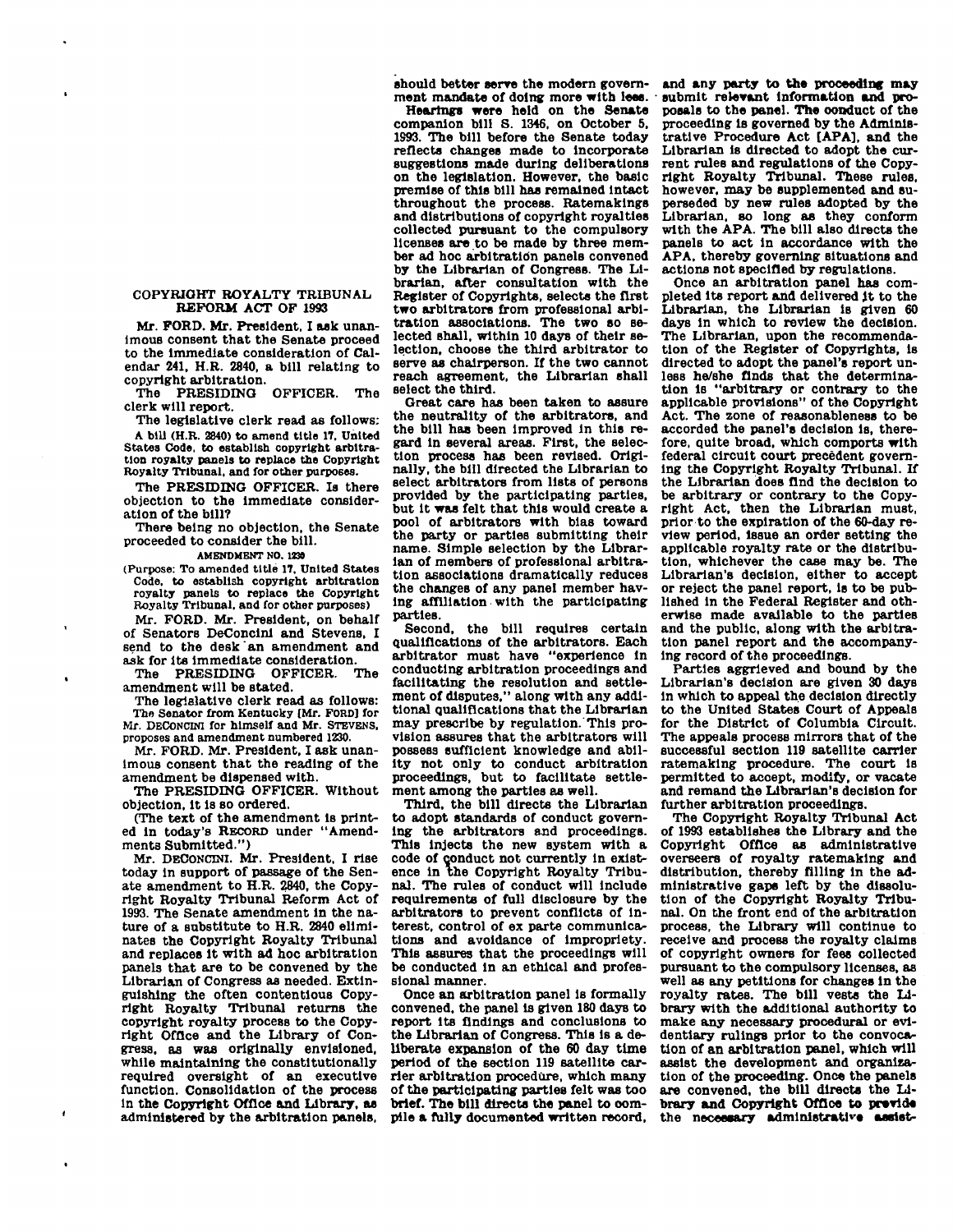## COPYRIGHT ROYALTY TRIBUNAL REFORM ACT OF 1993

Mr. FORD. Mr. President, I ask unanimous consent that the Senate proceed to the immediate consideration of Calendar 241, H.R. 2840, a bill relating to copyright arbitration.

The PRESIDING OFFICER. The clerk will report.

The legislative clerk read as follows:

A bill (H.R. 2840) to amend title 17, United States Code, to establish copyright arbitration royalty panels to replace the Copyright Royalty Tribunal, and for other purposes.

The PRESIDING OFFICER. Is there objection to the immediate consideration of the bill?

There being no objection, the Senate proceeded to consider the bill.

AMENDMENT NO. 1230

(Purpose: To amended title 17, United States Code, to establish copyright arbitration royalty panels to replace the Copyright Royalty Tribunal, and for other purposes)

Mr. FORD. Mr. President, on behalf of Senators DeConcini and Stevens, I send to the desk an amendment and ask for its immediate consideration.

The PRESIDING OFFICER. The amendment will be stated.

The legislative clerk read as follows:

The Senator from Kentucky [Mr. FORD] for Mr. DECONCINI for himself and Mr. STEVENS, proposes and amendment numbered 1230.

Mr. FORD. Mr. President, I ask unanimous consent that the reading of the amendment be dispensed with.

The PRESIDING OFFICER. Without objection, it is so ordered.

(The text of the amendment is printed in today's RECORD under "Amendments Submitted.")

Mr. DECONCINI. Mr. President, I rise today in support of passage of the Senate amendment to H.R. 2840, the Copyright Royalty Tribunal Reform Act of 1993. The Senate amendment in the nature of a substitute to H.R. 2840 eliminates the Copyright Royalty Tribunal and replaces it with ad hoc arbitration panels that are to be convened by the Librarian of Congress as needed. Extinguishing the often contentious Copyright Royalty Tribunal returns the copyright royalty process to the Copyright Office and the Library of Congress, as was originally envisioned, while maintaining the constitutionally required oversight of an executive function. Consolidation of the process in the Copyright Office and Library, as administered by the arbitration panels, should better serve the modern government mandate of doing more with less.

Hearings were held on the Senate companion bill S. 1346, on October 5, 1993. The bill before the Senate today reflects changes made to incorporate suggestions made during deliberations on the legislation. However, the basic premise of this bill has remained intact throughout the process. Ratemakings and distributions of copyright royalties collected pursuant to the compulsory licenses are to be made by three member ad hoc arbitration panels convened by the Librarian of Congress. The Librarian, after consultation with the Register of Copyrights, selects the first two arbitrators from professional arbitration associations. The two so selected shall, within 10 days of their selection, choose the third arbitrator to serve as chairperson. If the two cannot reach agreement, the Librarian shall select the third.

Great care has been taken to assure the neutrality of the arbitrators, and the bill has been improved in this regard in several areas. First, the selection process has been revised. Originally, the bill directed the Librarian to select arbitrators from lists of persons provided by the participating parties, but it was felt that this would create a pool of arbitrators with bias toward the party or parties submitting their name. Simple selection by the Librarian of members of professional arbitration associations dramatically reduces the changes of any panel member having affiliation with the participating parties.

Second, the bill requires certain qualifications of the arbitrators. Each arbitrator must have "experience in conducting arbitration proceedings and facilitating the resolution and settlement of disputes," along with any additional qualifications that the Librarian may prescribe by regulation. This provision assures that the arbitrators will possess sufficient knowledge and ability not only to conduct arbitration proceedings, but to facilitate settlement among the parties as well.

Third, the bill directs the Librarian to adopt standards of conduct governing the arbitrators and proceedings. This injects the new system with a code of conduct not currently in existence in the Copyright Royalty Tribunal. The rules of conduct will include requirements of full disclosure by the arbitrators to prevent conflicts of interest, control of ex parte communications and avoidance of impropriety. This assures that the proceedings will be conducted in an ethical and professional manner.

Once an arbitration panel is formally convened, the panel is given 180 days to report its findings and conclusions to the Librarian of Congress. This is a deliberate expansion of the 60 day time period of the section 119 satellite carrier arbitration procedure, which many of the participating parties felt was too brief. The bill directs the panel to compile a fully documented written record, and any party to the proceeding may submit relevant information and proposals to the panel. The conduct of the proceeding is governed by the Administrative Procedure Act [APA], and the Librarian is directed to adopt the current rules and regulations of the Copyright Royalty Tribunal. These rules, however, may be supplemented and superseded by new rules adopted by the Librarian, so long as they conform with the APA. The bill also directs the panels to act in accordance with the APA, thereby governing situations and actions not specified by regulations.

Once an arbitration panel has completed its report and delivered it to the Librarian, the Librarian is given 60 days in which to review the decision. The Librarian, upon the recommendation of the Register of Copyrights, is directed to adopt the panel's report unless he/she finds that the determination is "arbitrary or contrary to the applicable provisions" of the Copyright Act. The zone of reasonableness to be accorded the panel's decision is, therefore, quite broad, which comports with federal circuit court precedent governing the Copyright Royalty Tribunal. If the Librarian does find the decision to be arbitrary or contrary to the Copyright Act, then the Librarian must, prior to the expiration of the 60-day review period, issue an order setting the applicable royalty rate or the distribution, whichever the case may be. The Librarian's decision, either to accept or reject the panel report, is to be published in the Federal Register and otherwise made available to the parties and the public, along with the arbitration panel report and the accompanying record of the proceedings.

Parties aggrieved and bound by the Librarian's decision are given 30 days in which to appeal the decision directly to the United States Court of Appeals for the District of Columbia Circuit. The appeals process mirrors that of the successful section 119 satellite carrier ratemaking procedure. The court is permitted to accept, modify, or vacate and remand the Librarian's decision for further arbitration proceedings.

The Copyright Royalty Tribunal Act of 1993 establishes the Library and the Copyright Office as administrative overseers of royalty ratemaking and distribution, thereby filling in the administrative gaps left by the dissolution of the Copyright Royalty Tribunal. On the front end of the arbitration process, the Library will continue to receive and process the royalty claims of copyright owners for fees collected pursuant to the compulsory licenses, as well as any petitions for changes in the royalty rates. The bill vests the Library with the additional authority to make any necessary procedural or evidentiary rulings prior to the convocation of an arbitration panel, which will assist the development and organization of the proceeding. Once the panels are convened, the bill directs the Library and Copyright Office to provide the necessary administrative assist-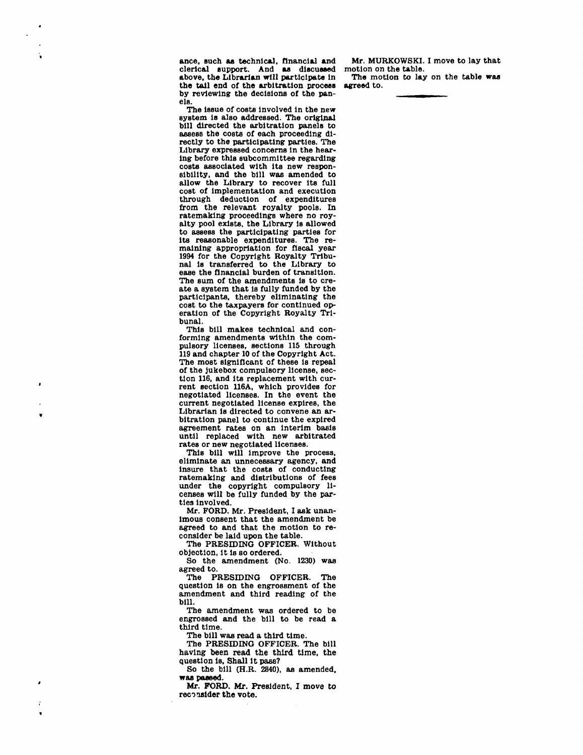ance, such as technical, financial and clerical support. And as discussed above, the Librarian will participate in the tail end of the arbitration process by reviewing the decisions of the panels.

The issue of costs involved in the new system is also addressed. The original bill directed the arbitration panels to assess the costs of each proceeding directly to the participating parties. The Library expressed concerns in the hearing before this subcommittee regarding costs associated with its new responsibility, and the bill was amended to allow the Library to recover its full cost of implementation and execution through deduction of expenditures from the relevant royalty pools. In ratemaking proceedings where no royalty pool exists, the Library is allowed to assess the participating parties for its reasonable expenditures. The remaining appropriation for fiscal year 1994 for the Copyright Royalty Tribunal is transferred to the Library to ease the financial burden of transition. The sum of the amendments is to create a system that is fully funded by the participants, thereby eliminating the cost to the taxpayers for continued operation of the Copyright Royalty Tribunal.

This bill makes technical and conforming amendments within the compulsory licenses, sections 115 through 119 and chapter 10 of the Copyright Act. The most significant of these is repeal of the jukebox compulsory license, section 116, and its replacement with current section 116A, which provides for negotiated licenses. In the event the current negotiated license expires, the Librarian is directed to convene an arbitration panel to continue the expired agreement rates on an interim basis until replaced with new arbitrated rates or new negotiated licenses.

This bill will improve the process, eliminate an unnecessary agency, and insure that the costs of conducting ratemaking and distributions of fees under the copyright compulsory licenses will be fully funded by the parties involved.

Mr. FORD. Mr. President, I ask unanimous consent that the amendment be agreed to and that the motion to reconsider be laid upon the table.

The PRESIDING OFFICER. Without objection, it is so ordered.

So the amendment (No. 1230) was agreed to.

The PRESIDING OFFICER. The question is on the engrossment of the amendment and third reading of the bill.

The amendment was ordered to be engrossed and the bill to be read a third time.

The bill was read a third time.

The PRESIDING OFFICER. The bill having been read the third time, the question is, Shall it pass?

So the bill (H.R. 2840), as amended, was passed.

Mr. FORD. Mr. President, I move to reconsider the vote.

Mr. MURKOWSKI. I move to lay that motion on the table.

The motion to lay on the table was agreed to.

---